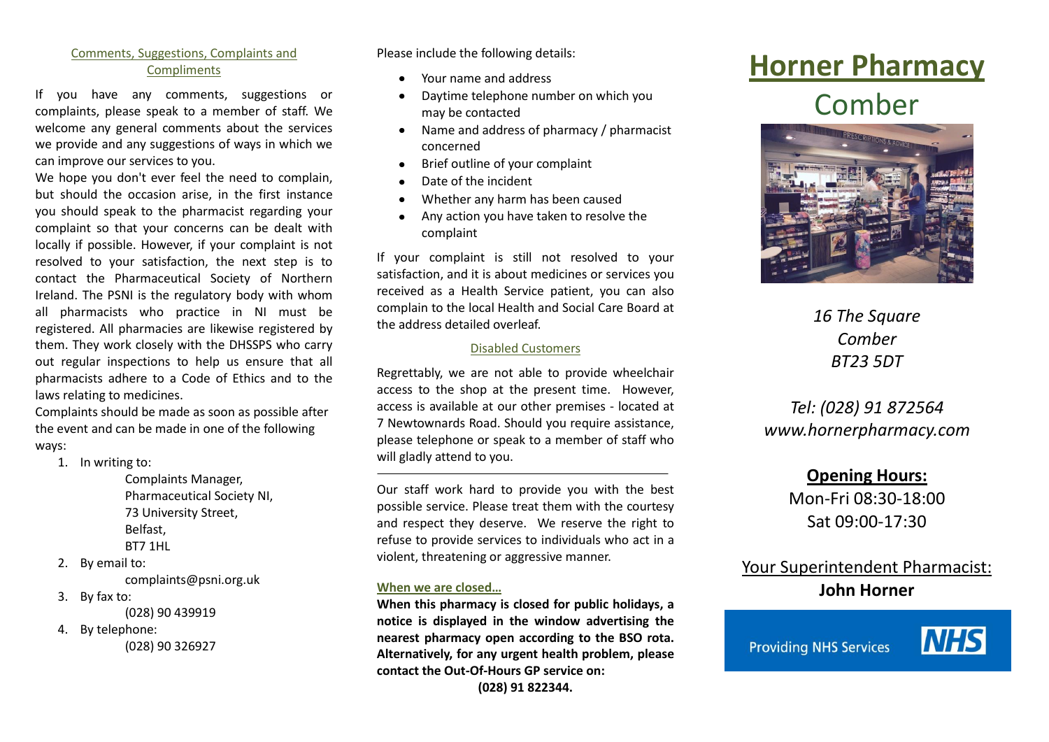## Comments, Suggestions, Complaints and Compliments

If you have any comments, suggestions or complaints, please speak to a member of staff. We welcome any general comments about the services we provide and any suggestions of ways in which we can improve our services to you.

We hope you don't ever feel the need to complain, but should the occasion arise, in the first instance you should speak to the pharmacist regarding your complaint so that your concerns can be dealt with locally if possible. However, if your complaint is not resolved to your satisfaction, the next step is to contact the Pharmaceutical Society of Northern Ireland. The PSNI is the regulatory body with whom all pharmacists who practice in NI must be registered. All pharmacies are likewise registered by them. They work closely with the DHSSPS who carry out regular inspections to help us ensure that all pharmacists adhere to a Code of Ethics and to the laws relating to medicines.

Complaints should be made as soon as possible after the event and can be made in one of the following ways:

1. In writing to:

   Complaints Manager,
   Pharmaceutical Society NI,
   73 University Street,
   Belfast,
   BT7 1HL

2. By email to:

   complaints@psni.org.uk

3. By fax to:

   (028) 90 439919

4. By telephone:

   (028) 90 326927

Please include the following details:

- Your name and address
- Daytime telephone number on which you may be contacted
- Name and address of pharmacy / pharmacist concerned
- Brief outline of your complaint
- Date of the incident
- Whether any harm has been caused
- Any action you have taken to resolve the complaint

If your complaint is still not resolved to your satisfaction, and it is about medicines or services you received as a Health Service patient, you can also complain to the local Health and Social Care Board at the address detailed overleaf.

## Disabled Customers

Regrettably, we are not able to provide wheelchair access to the shop at the present time. However, access is available at our other premises - located at 7 Newtownards Road. Should you require assistance, please telephone or speak to a member of staff who will gladly attend to you.

---

Our staff work hard to provide you with the best possible service. Please treat them with the courtesy and respect they deserve. We reserve the right to refuse to provide services to individuals who act in a violent, threatening or aggressive manner.

**When we are closed…**

**When this pharmacy is closed for public holidays, a notice is displayed in the window advertising the nearest pharmacy open according to the BSO rota. Alternatively, for any urgent health problem, please contact the Out-Of-Hours GP service on:**

**(028) 91 822344.**

# Horner Pharmacy

## Comber

*16 The Square*
*Comber*
*BT23 5DT*

*Tel: (028) 91 872564*
*www.hornerpharmacy.com*

**Opening Hours:**

Mon-Fri 08:30-18:00
Sat 09:00-17:30

Your Superintendent Pharmacist:
**John Horner**

Providing NHS Services NHS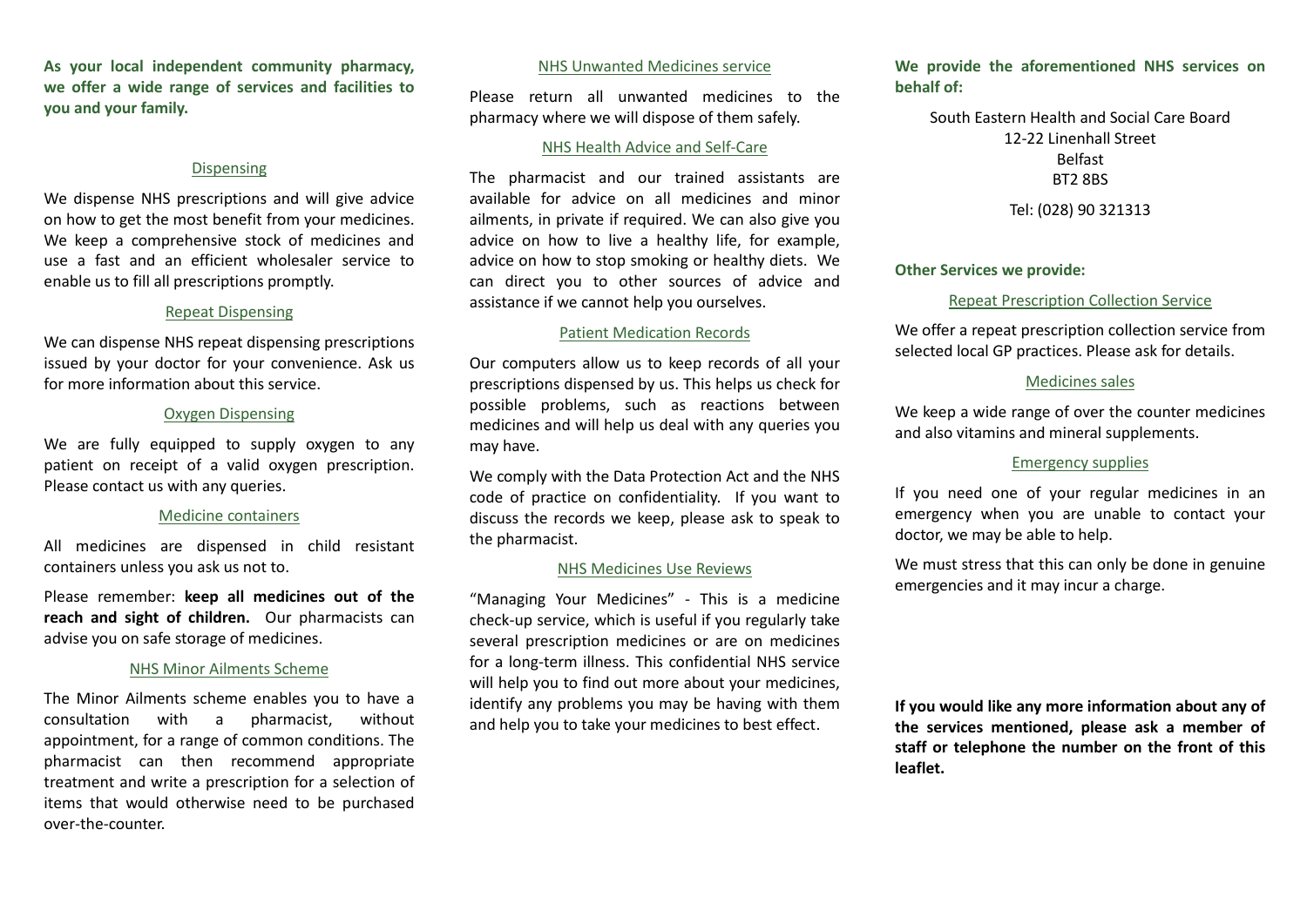**As your local independent community pharmacy, we offer a wide range of services and facilities to you and your family.**

## Dispensing

We dispense NHS prescriptions and will give advice on how to get the most benefit from your medicines. We keep a comprehensive stock of medicines and use a fast and an efficient wholesaler service to enable us to fill all prescriptions promptly.

## Repeat Dispensing

We can dispense NHS repeat dispensing prescriptions issued by your doctor for your convenience. Ask us for more information about this service.

## Oxygen Dispensing

We are fully equipped to supply oxygen to any patient on receipt of a valid oxygen prescription. Please contact us with any queries.

## Medicine containers

All medicines are dispensed in child resistant containers unless you ask us not to.

Please remember: **keep all medicines out of the reach and sight of children.** Our pharmacists can advise you on safe storage of medicines.

## NHS Minor Ailments Scheme

The Minor Ailments scheme enables you to have a consultation with a pharmacist, without appointment, for a range of common conditions. The pharmacist can then recommend appropriate treatment and write a prescription for a selection of items that would otherwise need to be purchased over-the-counter.

## NHS Unwanted Medicines service

Please return all unwanted medicines to the pharmacy where we will dispose of them safely.

## NHS Health Advice and Self-Care

The pharmacist and our trained assistants are available for advice on all medicines and minor ailments, in private if required. We can also give you advice on how to live a healthy life, for example, advice on how to stop smoking or healthy diets. We can direct you to other sources of advice and assistance if we cannot help you ourselves.

## Patient Medication Records

Our computers allow us to keep records of all your prescriptions dispensed by us. This helps us check for possible problems, such as reactions between medicines and will help us deal with any queries you may have.

We comply with the Data Protection Act and the NHS code of practice on confidentiality. If you want to discuss the records we keep, please ask to speak to the pharmacist.

## NHS Medicines Use Reviews

"Managing Your Medicines" - This is a medicine check-up service, which is useful if you regularly take several prescription medicines or are on medicines for a long-term illness. This confidential NHS service will help you to find out more about your medicines, identify any problems you may be having with them and help you to take your medicines to best effect.

**We provide the aforementioned NHS services on behalf of:**

South Eastern Health and Social Care Board
12-22 Linenhall Street
Belfast
BT2 8BS

Tel: (028) 90 321313

**Other Services we provide:**

## Repeat Prescription Collection Service

We offer a repeat prescription collection service from selected local GP practices. Please ask for details.

## Medicines sales

We keep a wide range of over the counter medicines and also vitamins and mineral supplements.

## Emergency supplies

If you need one of your regular medicines in an emergency when you are unable to contact your doctor, we may be able to help.

We must stress that this can only be done in genuine emergencies and it may incur a charge.

**If you would like any more information about any of the services mentioned, please ask a member of staff or telephone the number on the front of this leaflet.**